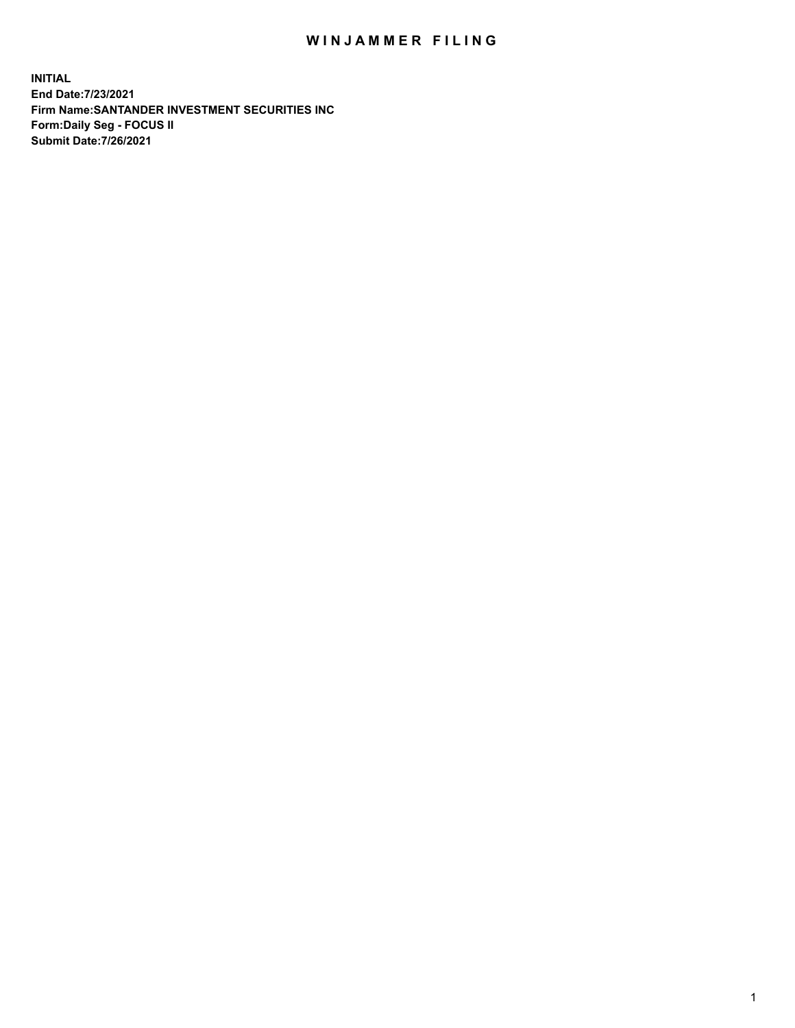# WINJAMMER FILING

**INITIAL**
**End Date:7/23/2021**
**Firm Name:SANTANDER INVESTMENT SECURITIES INC**
**Form:Daily Seg - FOCUS II**
**Submit Date:7/26/2021**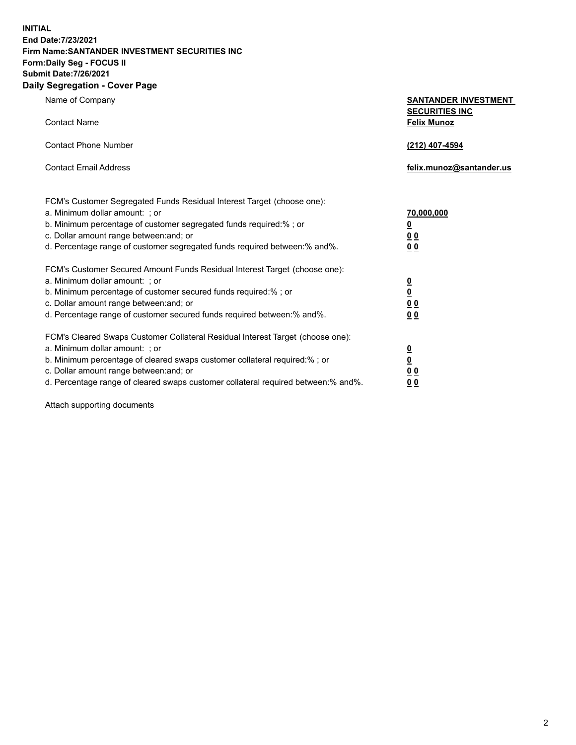**INITIAL**
**End Date:7/23/2021**
**Firm Name:SANTANDER INVESTMENT SECURITIES INC**
**Form:Daily Seg - FOCUS II**
**Submit Date:7/26/2021**

## Daily Segregation - Cover Page

| | |
|---|---|
| Name of Company | **SANTANDER INVESTMENT SECURITIES INC** |
| Contact Name | **Felix Munoz** |
| Contact Phone Number | **(212) 407-4594** |
| Contact Email Address | **felix.munoz@santander.us** |

| | |
|---|---|
| FCM's Customer Segregated Funds Residual Interest Target (choose one): | |
| a. Minimum dollar amount: ; or | **70,000,000** |
| b. Minimum percentage of customer segregated funds required:% ; or | **0** |
| c. Dollar amount range between:and; or | **0 0** |
| d. Percentage range of customer segregated funds required between:% and%. | **0 0** |
| FCM's Customer Secured Amount Funds Residual Interest Target (choose one): | |
| a. Minimum dollar amount: ; or | **0** |
| b. Minimum percentage of customer secured funds required:% ; or | **0** |
| c. Dollar amount range between:and; or | **0 0** |
| d. Percentage range of customer secured funds required between:% and%. | **0 0** |
| FCM's Cleared Swaps Customer Collateral Residual Interest Target (choose one): | |
| a. Minimum dollar amount: ; or | **0** |
| b. Minimum percentage of cleared swaps customer collateral required:% ; or | **0** |
| c. Dollar amount range between:and; or | **0 0** |
| d. Percentage range of cleared swaps customer collateral required between:% and%. | **0 0** |

Attach supporting documents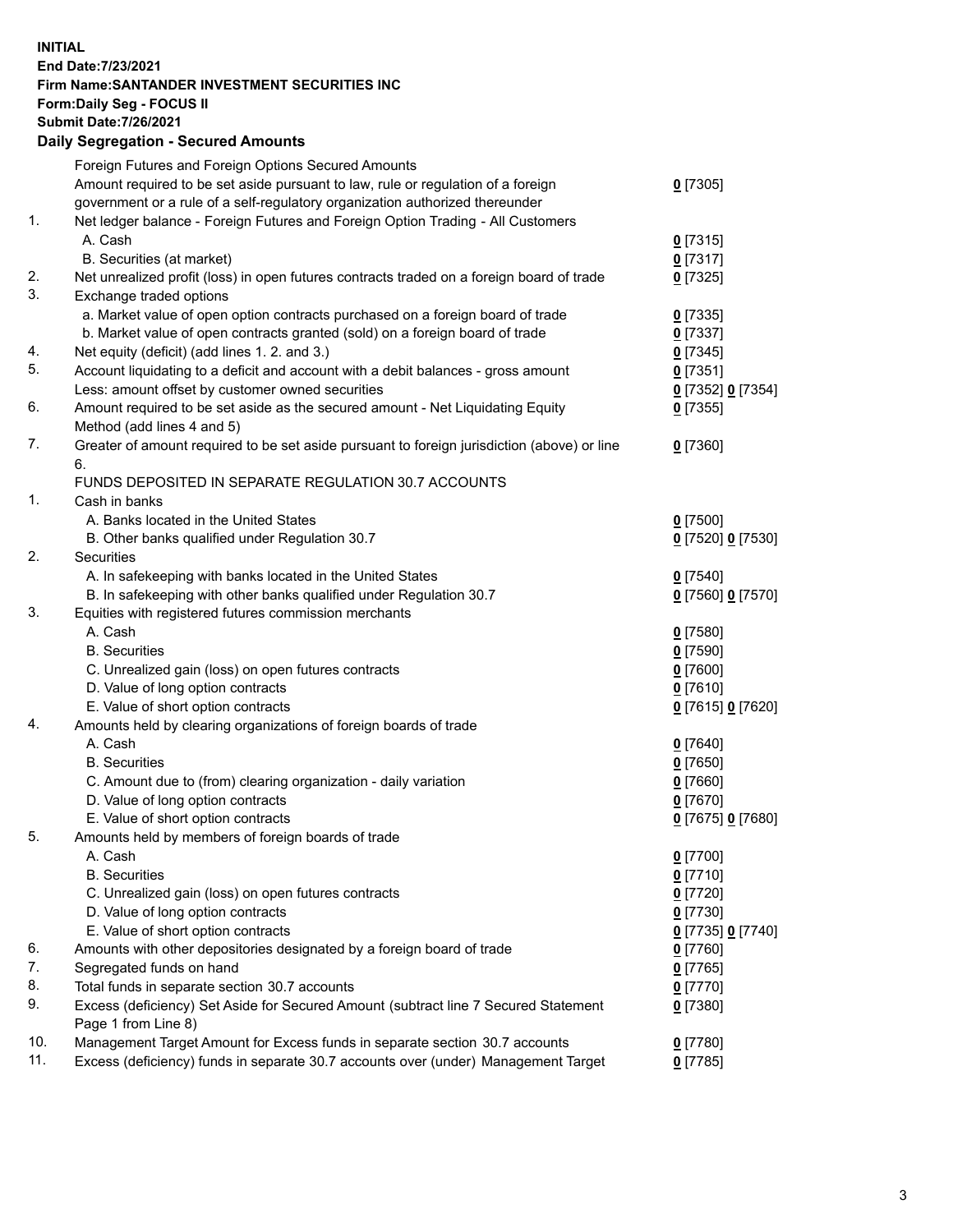**INITIAL**
**End Date:7/23/2021**
**Firm Name:SANTANDER INVESTMENT SECURITIES INC**
**Form:Daily Seg - FOCUS II**
**Submit Date:7/26/2021**

## Daily Segregation - Secured Amounts

| | | |
|---|---|---|
| | Foreign Futures and Foreign Options Secured Amounts | |
| | Amount required to be set aside pursuant to law, rule or regulation of a foreign government or a rule of a self-regulatory organization authorized thereunder | 0 [7305] |
| 1. | Net ledger balance - Foreign Futures and Foreign Option Trading - All Customers | |
| | A. Cash | 0 [7315] |
| | B. Securities (at market) | 0 [7317] |
| 2. | Net unrealized profit (loss) in open futures contracts traded on a foreign board of trade | 0 [7325] |
| 3. | Exchange traded options | |
| | a. Market value of open option contracts purchased on a foreign board of trade | 0 [7335] |
| | b. Market value of open contracts granted (sold) on a foreign board of trade | 0 [7337] |
| 4. | Net equity (deficit) (add lines 1. 2. and 3.) | 0 [7345] |
| 5. | Account liquidating to a deficit and account with a debit balances - gross amount | 0 [7351] |
| | Less: amount offset by customer owned securities | 0 [7352] 0 [7354] |
| 6. | Amount required to be set aside as the secured amount - Net Liquidating Equity Method (add lines 4 and 5) | 0 [7355] |
| 7. | Greater of amount required to be set aside pursuant to foreign jurisdiction (above) or line 6. | 0 [7360] |
| | FUNDS DEPOSITED IN SEPARATE REGULATION 30.7 ACCOUNTS | |
| 1. | Cash in banks | |
| | A. Banks located in the United States | 0 [7500] |
| | B. Other banks qualified under Regulation 30.7 | 0 [7520] 0 [7530] |
| 2. | Securities | |
| | A. In safekeeping with banks located in the United States | 0 [7540] |
| | B. In safekeeping with other banks qualified under Regulation 30.7 | 0 [7560] 0 [7570] |
| 3. | Equities with registered futures commission merchants | |
| | A. Cash | 0 [7580] |
| | B. Securities | 0 [7590] |
| | C. Unrealized gain (loss) on open futures contracts | 0 [7600] |
| | D. Value of long option contracts | 0 [7610] |
| | E. Value of short option contracts | 0 [7615] 0 [7620] |
| 4. | Amounts held by clearing organizations of foreign boards of trade | |
| | A. Cash | 0 [7640] |
| | B. Securities | 0 [7650] |
| | C. Amount due to (from) clearing organization - daily variation | 0 [7660] |
| | D. Value of long option contracts | 0 [7670] |
| | E. Value of short option contracts | 0 [7675] 0 [7680] |
| 5. | Amounts held by members of foreign boards of trade | |
| | A. Cash | 0 [7700] |
| | B. Securities | 0 [7710] |
| | C. Unrealized gain (loss) on open futures contracts | 0 [7720] |
| | D. Value of long option contracts | 0 [7730] |
| | E. Value of short option contracts | 0 [7735] 0 [7740] |
| 6. | Amounts with other depositories designated by a foreign board of trade | 0 [7760] |
| 7. | Segregated funds on hand | 0 [7765] |
| 8. | Total funds in separate section 30.7 accounts | 0 [7770] |
| 9. | Excess (deficiency) Set Aside for Secured Amount (subtract line 7 Secured Statement Page 1 from Line 8) | 0 [7380] |
| 10. | Management Target Amount for Excess funds in separate section 30.7 accounts | 0 [7780] |
| 11. | Excess (deficiency) funds in separate 30.7 accounts over (under) Management Target | 0 [7785] |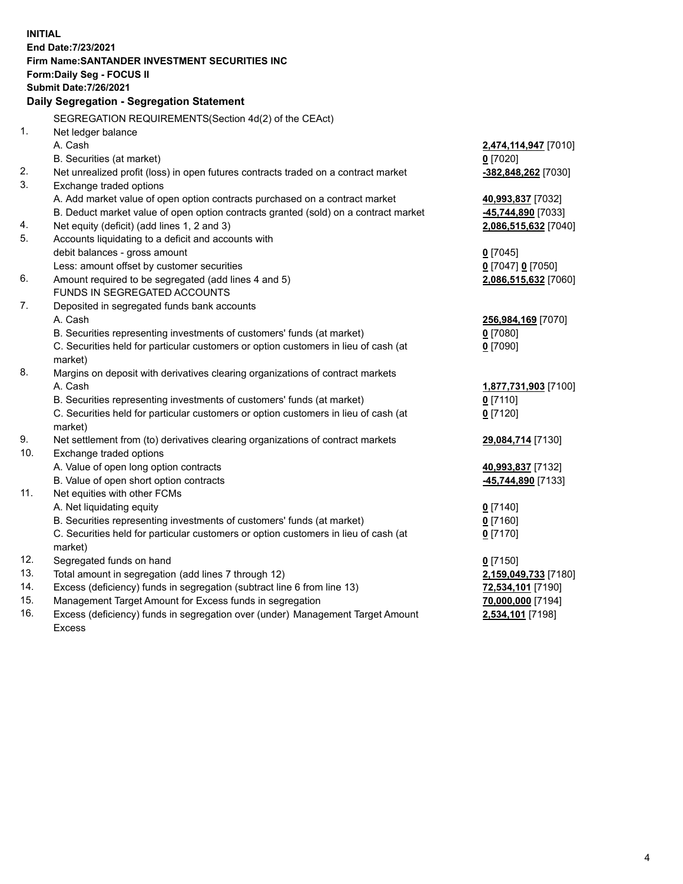**INITIAL**
**End Date:7/23/2021**
**Firm Name:SANTANDER INVESTMENT SECURITIES INC**
**Form:Daily Seg - FOCUS II**
**Submit Date:7/26/2021**

## Daily Segregation - Segregation Statement

| | | |
|---|---|---|
| | SEGREGATION REQUIREMENTS(Section 4d(2) of the CEAct) | |
| 1. | Net ledger balance | |
| | A. Cash | **2,474,114,947** [7010] |
| | B. Securities (at market) | **0** [7020] |
| 2. | Net unrealized profit (loss) in open futures contracts traded on a contract market | **-382,848,262** [7030] |
| 3. | Exchange traded options | |
| | A. Add market value of open option contracts purchased on a contract market | **40,993,837** [7032] |
| | B. Deduct market value of open option contracts granted (sold) on a contract market | **-45,744,890** [7033] |
| 4. | Net equity (deficit) (add lines 1, 2 and 3) | **2,086,515,632** [7040] |
| 5. | Accounts liquidating to a deficit and accounts with debit balances - gross amount | **0** [7045] |
| | Less: amount offset by customer securities | **0** [7047] **0** [7050] |
| 6. | Amount required to be segregated (add lines 4 and 5) | **2,086,515,632** [7060] |
| | FUNDS IN SEGREGATED ACCOUNTS | |
| 7. | Deposited in segregated funds bank accounts | |
| | A. Cash | **256,984,169** [7070] |
| | B. Securities representing investments of customers' funds (at market) | **0** [7080] |
| | C. Securities held for particular customers or option customers in lieu of cash (at market) | **0** [7090] |
| 8. | Margins on deposit with derivatives clearing organizations of contract markets | |
| | A. Cash | **1,877,731,903** [7100] |
| | B. Securities representing investments of customers' funds (at market) | **0** [7110] |
| | C. Securities held for particular customers or option customers in lieu of cash (at market) | **0** [7120] |
| 9. | Net settlement from (to) derivatives clearing organizations of contract markets | **29,084,714** [7130] |
| 10. | Exchange traded options | |
| | A. Value of open long option contracts | **40,993,837** [7132] |
| | B. Value of open short option contracts | **-45,744,890** [7133] |
| 11. | Net equities with other FCMs | |
| | A. Net liquidating equity | **0** [7140] |
| | B. Securities representing investments of customers' funds (at market) | **0** [7160] |
| | C. Securities held for particular customers or option customers in lieu of cash (at market) | **0** [7170] |
| 12. | Segregated funds on hand | **0** [7150] |
| 13. | Total amount in segregation (add lines 7 through 12) | **2,159,049,733** [7180] |
| 14. | Excess (deficiency) funds in segregation (subtract line 6 from line 13) | **72,534,101** [7190] |
| 15. | Management Target Amount for Excess funds in segregation | **70,000,000** [7194] |
| 16. | Excess (deficiency) funds in segregation over (under) Management Target Amount Excess | **2,534,101** [7198] |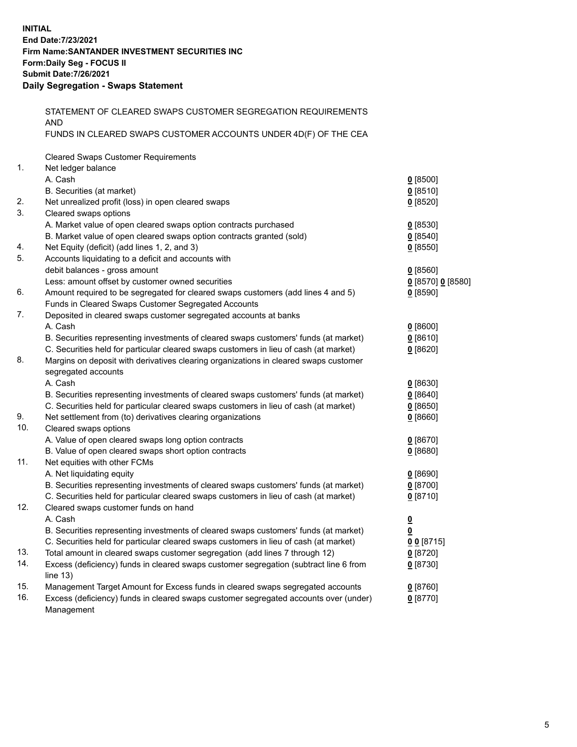**INITIAL**
**End Date:7/23/2021**
**Firm Name:SANTANDER INVESTMENT SECURITIES INC**
**Form:Daily Seg - FOCUS II**
**Submit Date:7/26/2021**
**Daily Segregation - Swaps Statement**

STATEMENT OF CLEARED SWAPS CUSTOMER SEGREGATION REQUIREMENTS AND FUNDS IN CLEARED SWAPS CUSTOMER ACCOUNTS UNDER 4D(F) OF THE CEA

| | | |
|---|---|---|
| | Cleared Swaps Customer Requirements | |
| 1. | Net ledger balance | |
| | A. Cash | 0 [8500] |
| | B. Securities (at market) | 0 [8510] |
| 2. | Net unrealized profit (loss) in open cleared swaps | 0 [8520] |
| 3. | Cleared swaps options | |
| | A. Market value of open cleared swaps option contracts purchased | 0 [8530] |
| | B. Market value of open cleared swaps option contracts granted (sold) | 0 [8540] |
| 4. | Net Equity (deficit) (add lines 1, 2, and 3) | 0 [8550] |
| 5. | Accounts liquidating to a deficit and accounts with | |
| | debit balances - gross amount | 0 [8560] |
| | Less: amount offset by customer owned securities | 0 [8570] 0 [8580] |
| 6. | Amount required to be segregated for cleared swaps customers (add lines 4 and 5) | 0 [8590] |
| | Funds in Cleared Swaps Customer Segregated Accounts | |
| 7. | Deposited in cleared swaps customer segregated accounts at banks | |
| | A. Cash | 0 [8600] |
| | B. Securities representing investments of cleared swaps customers' funds (at market) | 0 [8610] |
| | C. Securities held for particular cleared swaps customers in lieu of cash (at market) | 0 [8620] |
| 8. | Margins on deposit with derivatives clearing organizations in cleared swaps customer segregated accounts | |
| | A. Cash | 0 [8630] |
| | B. Securities representing investments of cleared swaps customers' funds (at market) | 0 [8640] |
| | C. Securities held for particular cleared swaps customers in lieu of cash (at market) | 0 [8650] |
| 9. | Net settlement from (to) derivatives clearing organizations | 0 [8660] |
| 10. | Cleared swaps options | |
| | A. Value of open cleared swaps long option contracts | 0 [8670] |
| | B. Value of open cleared swaps short option contracts | 0 [8680] |
| 11. | Net equities with other FCMs | |
| | A. Net liquidating equity | 0 [8690] |
| | B. Securities representing investments of cleared swaps customers' funds (at market) | 0 [8700] |
| | C. Securities held for particular cleared swaps customers in lieu of cash (at market) | 0 [8710] |
| 12. | Cleared swaps customer funds on hand | |
| | A. Cash | 0 |
| | B. Securities representing investments of cleared swaps customers' funds (at market) | 0 |
| | C. Securities held for particular cleared swaps customers in lieu of cash (at market) | 0 0 [8715] |
| 13. | Total amount in cleared swaps customer segregation (add lines 7 through 12) | 0 [8720] |
| 14. | Excess (deficiency) funds in cleared swaps customer segregation (subtract line 6 from line 13) | 0 [8730] |
| 15. | Management Target Amount for Excess funds in cleared swaps segregated accounts | 0 [8760] |
| 16. | Excess (deficiency) funds in cleared swaps customer segregated accounts over (under) Management | 0 [8770] |